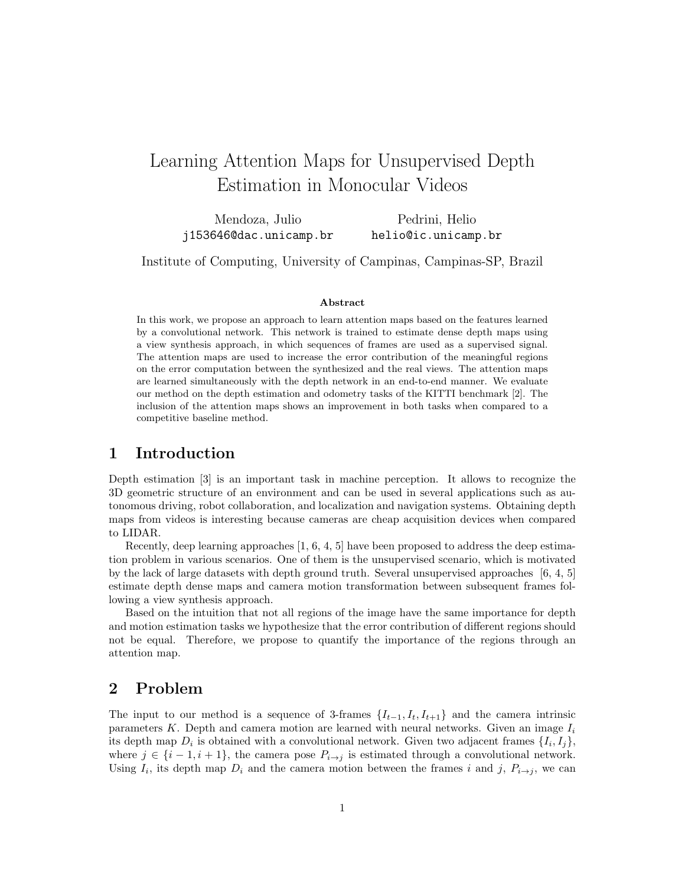# Learning Attention Maps for Unsupervised Depth Estimation in Monocular Videos

Mendoza, Julio
j153646@dac.unicamp.br

Pedrini, Helio
helio@ic.unicamp.br

Institute of Computing, University of Campinas, Campinas-SP, Brazil

**Abstract**

In this work, we propose an approach to learn attention maps based on the features learned by a convolutional network. This network is trained to estimate dense depth maps using a view synthesis approach, in which sequences of frames are used as a supervised signal. The attention maps are used to increase the error contribution of the meaningful regions on the error computation between the synthesized and the real views. The attention maps are learned simultaneously with the depth network in an end-to-end manner. We evaluate our method on the depth estimation and odometry tasks of the KITTI benchmark [2]. The inclusion of the attention maps shows an improvement in both tasks when compared to a competitive baseline method.

## 1 Introduction

Depth estimation [3] is an important task in machine perception. It allows to recognize the 3D geometric structure of an environment and can be used in several applications such as autonomous driving, robot collaboration, and localization and navigation systems. Obtaining depth maps from videos is interesting because cameras are cheap acquisition devices when compared to LIDAR.

Recently, deep learning approaches [1, 6, 4, 5] have been proposed to address the deep estimation problem in various scenarios. One of them is the unsupervised scenario, which is motivated by the lack of large datasets with depth ground truth. Several unsupervised approaches [6, 4, 5] estimate depth dense maps and camera motion transformation between subsequent frames following a view synthesis approach.

Based on the intuition that not all regions of the image have the same importance for depth and motion estimation tasks we hypothesize that the error contribution of different regions should not be equal. Therefore, we propose to quantify the importance of the regions through an attention map.

## 2 Problem

The input to our method is a sequence of 3-frames $\{I_{t-1}, I_t, I_{t+1}\}$ and the camera intrinsic parameters $K$. Depth and camera motion are learned with neural networks. Given an image $I_i$ its depth map $D_i$ is obtained with a convolutional network. Given two adjacent frames $\{I_i, I_j\}$, where $j \in \{i-1, i+1\}$, the camera pose $P_{i \to j}$ is estimated through a convolutional network. Using $I_i$, its depth map $D_i$ and the camera motion between the frames $i$ and $j$, $P_{i \to j}$, we can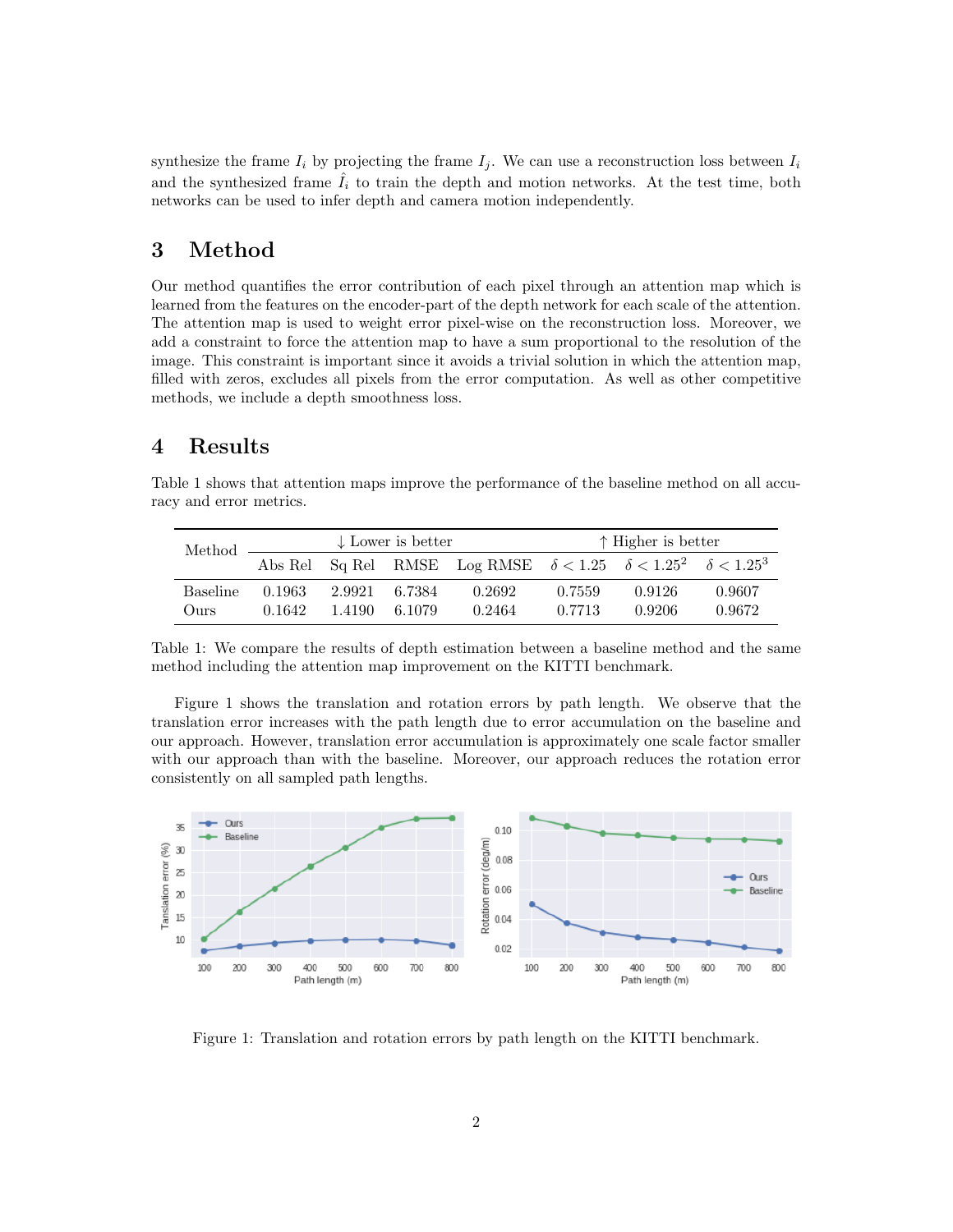synthesize the frame $I_i$ by projecting the frame $I_j$. We can use a reconstruction loss between $I_i$ and the synthesized frame $\hat{I}_i$ to train the depth and motion networks. At the test time, both networks can be used to infer depth and camera motion independently.

## 3 Method

Our method quantifies the error contribution of each pixel through an attention map which is learned from the features on the encoder-part of the depth network for each scale of the attention. The attention map is used to weight error pixel-wise on the reconstruction loss. Moreover, we add a constraint to force the attention map to have a sum proportional to the resolution of the image. This constraint is important since it avoids a trivial solution in which the attention map, filled with zeros, excludes all pixels from the error computation. As well as other competitive methods, we include a depth smoothness loss.

## 4 Results

Table 1 shows that attention maps improve the performance of the baseline method on all accuracy and error metrics.

| Method | ↓ Lower is better | | | | ↑ Higher is better | | |
|---|---|---|---|---|---|---|---|
| | Abs Rel | Sq Rel | RMSE | Log RMSE | $\delta < 1.25$ | $\delta < 1.25^2$ | $\delta < 1.25^3$ |
| Baseline | 0.1963 | 2.9921 | 6.7384 | 0.2692 | 0.7559 | 0.9126 | 0.9607 |
| Ours | 0.1642 | 1.4190 | 6.1079 | 0.2464 | 0.7713 | 0.9206 | 0.9672 |

Table 1: We compare the results of depth estimation between a baseline method and the same method including the attention map improvement on the KITTI benchmark.

Figure 1 shows the translation and rotation errors by path length. We observe that the translation error increases with the path length due to error accumulation on the baseline and our approach. However, translation error accumulation is approximately one scale factor smaller with our approach than with the baseline. Moreover, our approach reduces the rotation error consistently on all sampled path lengths.

Figure 1: Translation and rotation errors by path length on the KITTI benchmark.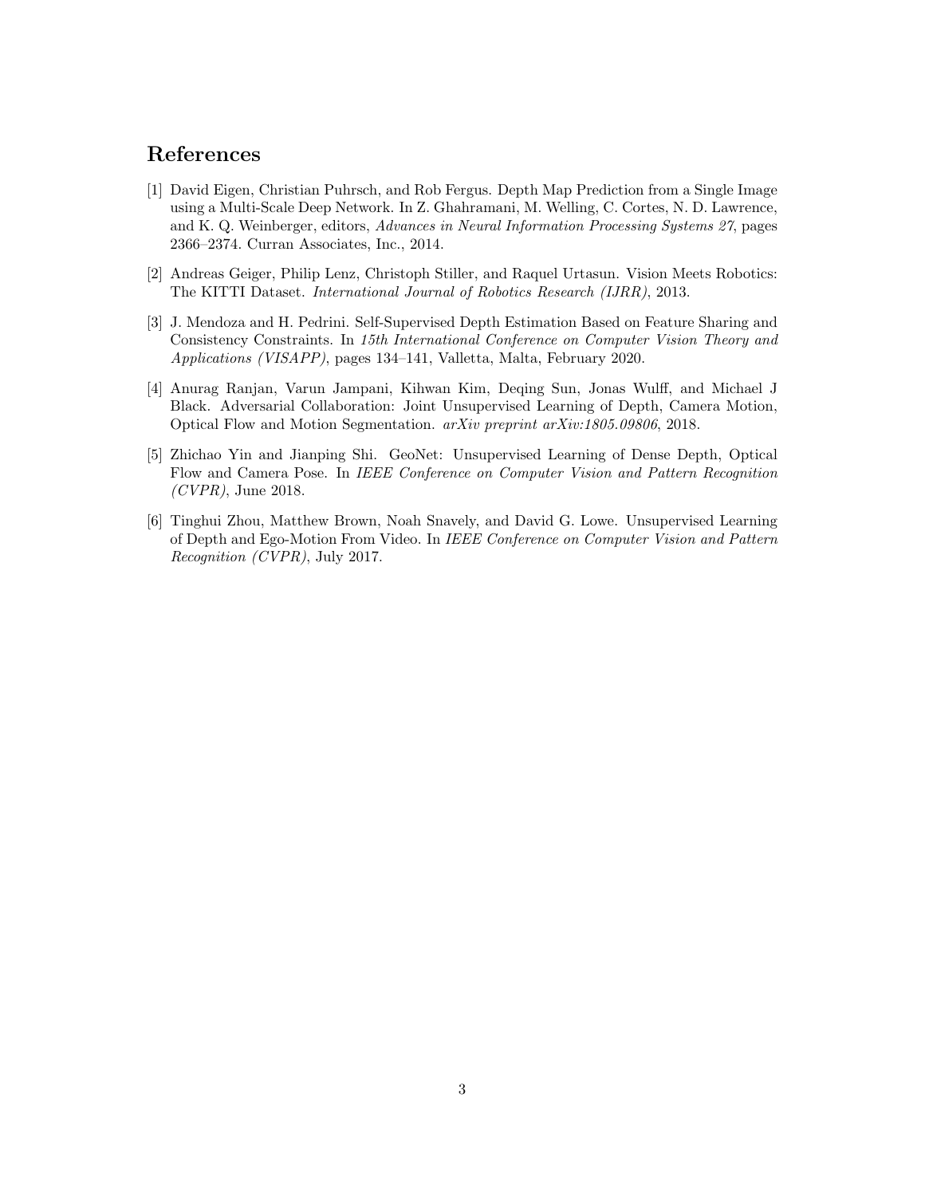## References

[1] David Eigen, Christian Puhrsch, and Rob Fergus. Depth Map Prediction from a Single Image using a Multi-Scale Deep Network. In Z. Ghahramani, M. Welling, C. Cortes, N. D. Lawrence, and K. Q. Weinberger, editors, *Advances in Neural Information Processing Systems 27*, pages 2366–2374. Curran Associates, Inc., 2014.

[2] Andreas Geiger, Philip Lenz, Christoph Stiller, and Raquel Urtasun. Vision Meets Robotics: The KITTI Dataset. *International Journal of Robotics Research (IJRR)*, 2013.

[3] J. Mendoza and H. Pedrini. Self-Supervised Depth Estimation Based on Feature Sharing and Consistency Constraints. In *15th International Conference on Computer Vision Theory and Applications (VISAPP)*, pages 134–141, Valletta, Malta, February 2020.

[4] Anurag Ranjan, Varun Jampani, Kihwan Kim, Deqing Sun, Jonas Wulff, and Michael J Black. Adversarial Collaboration: Joint Unsupervised Learning of Depth, Camera Motion, Optical Flow and Motion Segmentation. *arXiv preprint arXiv:1805.09806*, 2018.

[5] Zhichao Yin and Jianping Shi. GeoNet: Unsupervised Learning of Dense Depth, Optical Flow and Camera Pose. In *IEEE Conference on Computer Vision and Pattern Recognition (CVPR)*, June 2018.

[6] Tinghui Zhou, Matthew Brown, Noah Snavely, and David G. Lowe. Unsupervised Learning of Depth and Ego-Motion From Video. In *IEEE Conference on Computer Vision and Pattern Recognition (CVPR)*, July 2017.